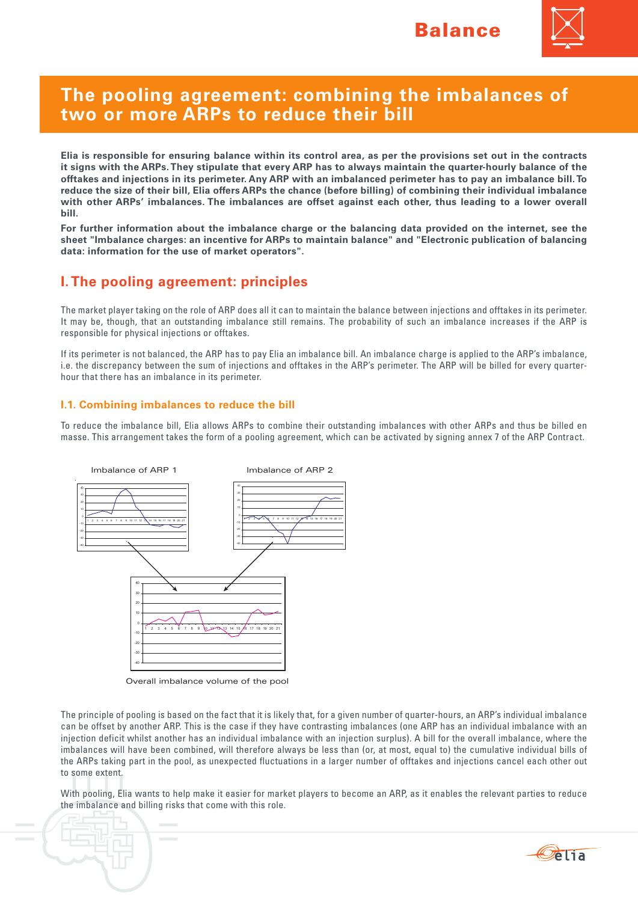# The pooling agreement: combining the imbalances of two or more ARPs to reduce their bill

**Elia is responsible for ensuring balance within its control area, as per the provisions set out in the contracts it signs with the ARPs. They stipulate that every ARP has to always maintain the quarter-hourly balance of the offtakes and injections in its perimeter. Any ARP with an imbalanced perimeter has to pay an imbalance bill. To reduce the size of their bill, Elia offers ARPs the chance (before billing) of combining their individual imbalance with other ARPs' imbalances. The imbalances are offset against each other, thus leading to a lower overall bill.**

**For further information about the imbalance charge or the balancing data provided on the internet, see the sheet "Imbalance charges: an incentive for ARPs to maintain balance" and "Electronic publication of balancing data: information for the use of market operators".**

## I. The pooling agreement: principles

The market player taking on the role of ARP does all it can to maintain the balance between injections and offtakes in its perimeter. It may be, though, that an outstanding imbalance still remains. The probability of such an imbalance increases if the ARP is responsible for physical injections or offtakes.

If its perimeter is not balanced, the ARP has to pay Elia an imbalance bill. An imbalance charge is applied to the ARP's imbalance, i.e. the discrepancy between the sum of injections and offtakes in the ARP's perimeter. The ARP will be billed for every quarter-hour that there has an imbalance in its perimeter.

### I.1. Combining imbalances to reduce the bill

To reduce the imbalance bill, Elia allows ARPs to combine their outstanding imbalances with other ARPs and thus be billed en masse. This arrangement takes the form of a pooling agreement, which can be activated by signing annex 7 of the ARP Contract.

Imbalance of ARP 1

Imbalance of ARP 2

Overall imbalance volume of the pool

The principle of pooling is based on the fact that it is likely that, for a given number of quarter-hours, an ARP's individual imbalance can be offset by another ARP. This is the case if they have contrasting imbalances (one ARP has an individual imbalance with an injection deficit whilst another has an individual imbalance with an injection surplus). A bill for the overall imbalance, where the imbalances will have been combined, will therefore always be less than (or, at most, equal to) the cumulative individual bills of the ARPs taking part in the pool, as unexpected fluctuations in a larger number of offtakes and injections cancel each other out to some extent.

With pooling, Elia wants to help make it easier for market players to become an ARP, as it enables the relevant parties to reduce the imbalance and billing risks that come with this role.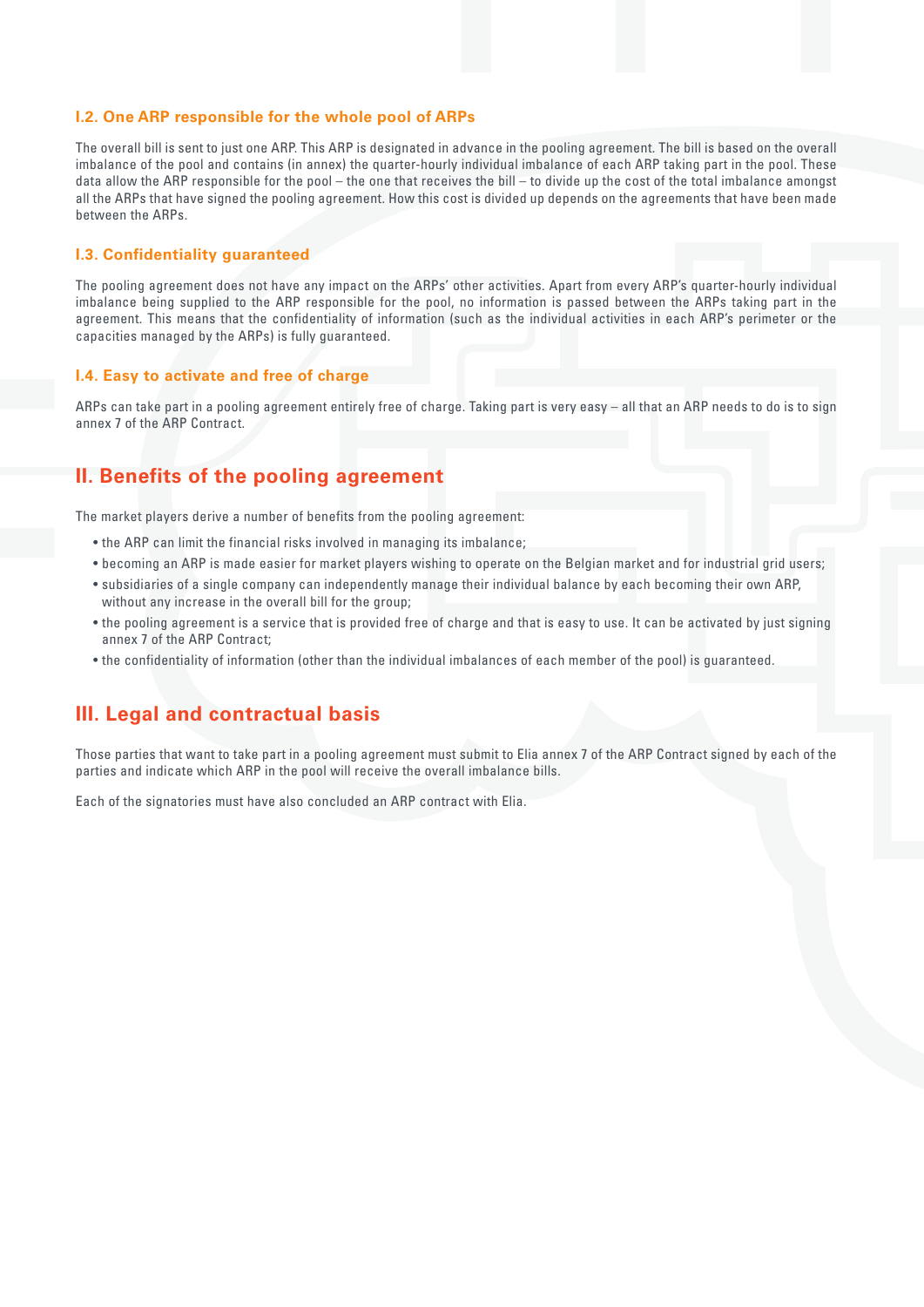### I.2. One ARP responsible for the whole pool of ARPs

The overall bill is sent to just one ARP. This ARP is designated in advance in the pooling agreement. The bill is based on the overall imbalance of the pool and contains (in annex) the quarter-hourly individual imbalance of each ARP taking part in the pool. These data allow the ARP responsible for the pool – the one that receives the bill – to divide up the cost of the total imbalance amongst all the ARPs that have signed the pooling agreement. How this cost is divided up depends on the agreements that have been made between the ARPs.

### I.3. Confidentiality guaranteed

The pooling agreement does not have any impact on the ARPs' other activities. Apart from every ARP's quarter-hourly individual imbalance being supplied to the ARP responsible for the pool, no information is passed between the ARPs taking part in the agreement. This means that the confidentiality of information (such as the individual activities in each ARP's perimeter or the capacities managed by the ARPs) is fully guaranteed.

### I.4. Easy to activate and free of charge

ARPs can take part in a pooling agreement entirely free of charge. Taking part is very easy – all that an ARP needs to do is to sign annex 7 of the ARP Contract.

## II. Benefits of the pooling agreement

The market players derive a number of benefits from the pooling agreement:

- the ARP can limit the financial risks involved in managing its imbalance;
- becoming an ARP is made easier for market players wishing to operate on the Belgian market and for industrial grid users;
- subsidiaries of a single company can independently manage their individual balance by each becoming their own ARP, without any increase in the overall bill for the group;
- the pooling agreement is a service that is provided free of charge and that is easy to use. It can be activated by just signing annex 7 of the ARP Contract;
- the confidentiality of information (other than the individual imbalances of each member of the pool) is guaranteed.

## III. Legal and contractual basis

Those parties that want to take part in a pooling agreement must submit to Elia annex 7 of the ARP Contract signed by each of the parties and indicate which ARP in the pool will receive the overall imbalance bills.

Each of the signatories must have also concluded an ARP contract with Elia.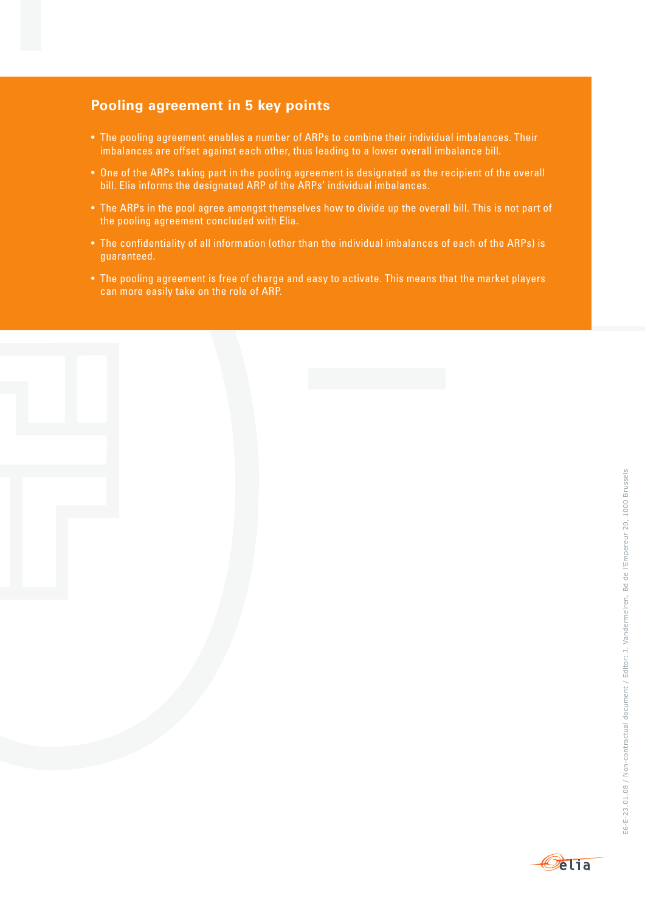## Pooling agreement in 5 key points

- The pooling agreement enables a number of ARPs to combine their individual imbalances. Their imbalances are offset against each other, thus leading to a lower overall imbalance bill.
- One of the ARPs taking part in the pooling agreement is designated as the recipient of the overall bill. Elia informs the designated ARP of the ARPs' individual imbalances.
- The ARPs in the pool agree amongst themselves how to divide up the overall bill. This is not part of the pooling agreement concluded with Elia.
- The confidentiality of all information (other than the individual imbalances of each of the ARPs) is guaranteed.
- The pooling agreement is free of charge and easy to activate. This means that the market players can more easily take on the role of ARP.

E6-E-23.01.08 / Non-contractual document / Editor: J. Vandermeiren, Bd de l'Empereur 20, 1000 Brussels